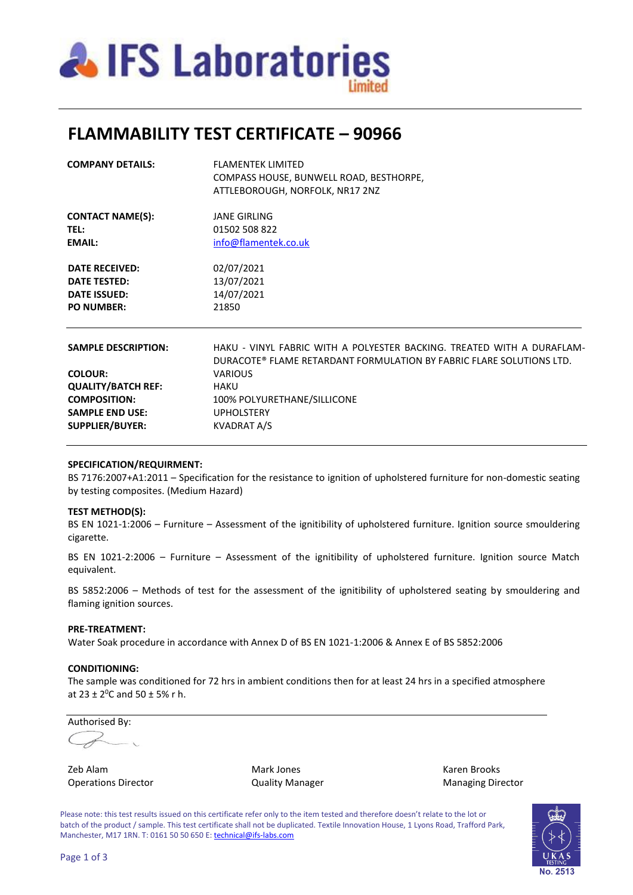# IFS Laboratories Limited

## FLAMMABILITY TEST CERTIFICATE – 90966

| | |
|---|---|
| **COMPANY DETAILS:** | FLAMENTEK LIMITED<br>COMPASS HOUSE, BUNWELL ROAD, BESTHORPE,<br>ATTLEBOROUGH, NORFOLK, NR17 2NZ |
| **CONTACT NAME(S):** | JANE GIRLING |
| **TEL:** | 01502 508 822 |
| **EMAIL:** | info@flamentek.co.uk |
| **DATE RECEIVED:** | 02/07/2021 |
| **DATE TESTED:** | 13/07/2021 |
| **DATE ISSUED:** | 14/07/2021 |
| **PO NUMBER:** | 21850 |

| | |
|---|---|
| **SAMPLE DESCRIPTION:** | HAKU - VINYL FABRIC WITH A POLYESTER BACKING. TREATED WITH A DURAFLAM-DURACOTE® FLAME RETARDANT FORMULATION BY FABRIC FLARE SOLUTIONS LTD. |
| **COLOUR:** | VARIOUS |
| **QUALITY/BATCH REF:** | HAKU |
| **COMPOSITION:** | 100% POLYURETHANE/SILLICONE |
| **SAMPLE END USE:** | UPHOLSTERY |
| **SUPPLIER/BUYER:** | KVADRAT A/S |

**SPECIFICATION/REQUIRMENT:**

BS 7176:2007+A1:2011 – Specification for the resistance to ignition of upholstered furniture for non-domestic seating by testing composites. (Medium Hazard)

**TEST METHOD(S):**

BS EN 1021-1:2006 – Furniture – Assessment of the ignitibility of upholstered furniture. Ignition source smouldering cigarette.

BS EN 1021-2:2006 – Furniture – Assessment of the ignitibility of upholstered furniture. Ignition source Match equivalent.

BS 5852:2006 – Methods of test for the assessment of the ignitibility of upholstered seating by smouldering and flaming ignition sources.

**PRE-TREATMENT:**

Water Soak procedure in accordance with Annex D of BS EN 1021-1:2006 & Annex E of BS 5852:2006

**CONDITIONING:**

The sample was conditioned for 72 hrs in ambient conditions then for at least 24 hrs in a specified atmosphere at 23 ± 2$^0$C and 50 ± 5% r h.

Authorised By:

| | | |
|---|---|---|
| Zeb Alam<br>Operations Director | Mark Jones<br>Quality Manager | Karen Brooks<br>Managing Director |

Please note: this test results issued on this certificate refer only to the item tested and therefore doesn't relate to the lot or batch of the product / sample. This test certificate shall not be duplicated. Textile Innovation House, 1 Lyons Road, Trafford Park, Manchester, M17 1RN. T: 0161 50 50 650 E: technical@ifs-labs.com

UKAS TESTING No. 2513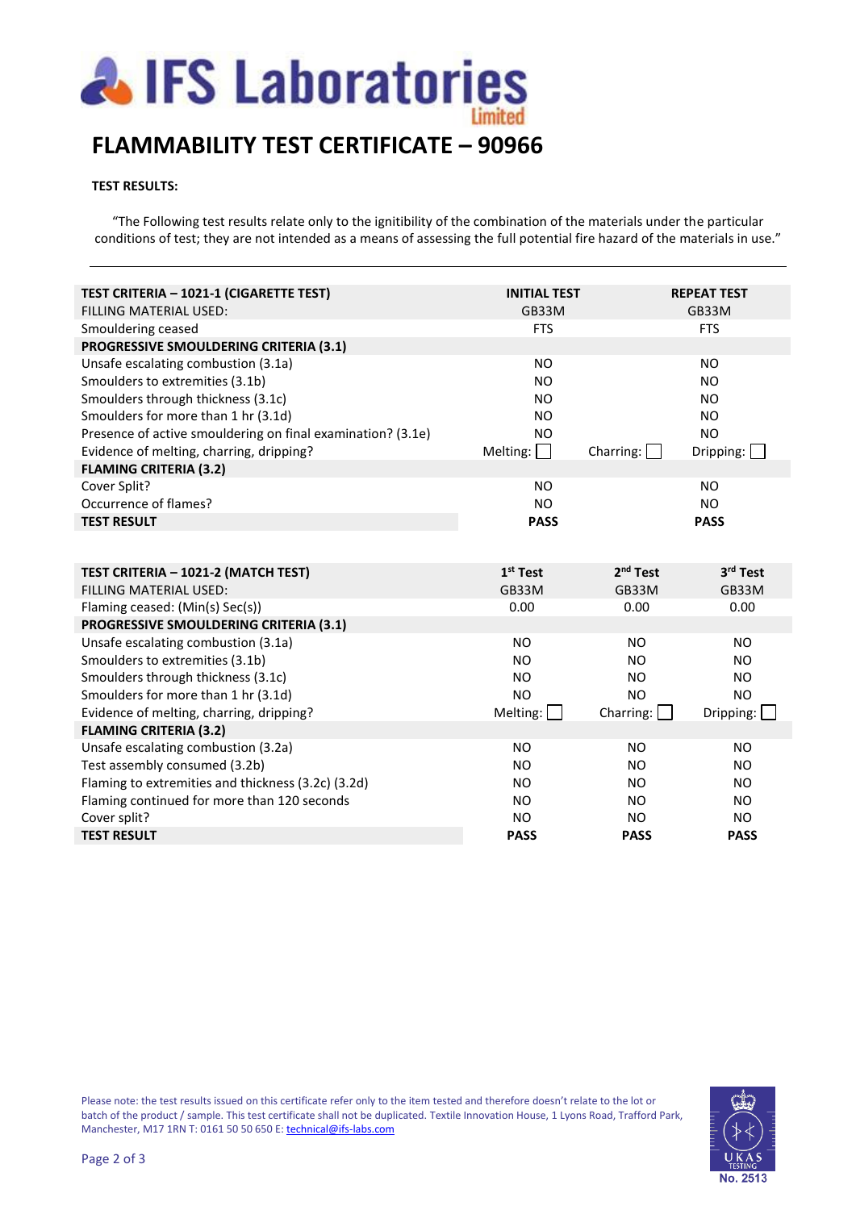# IFS Laboratories Limited

## FLAMMABILITY TEST CERTIFICATE – 90966

**TEST RESULTS:**

"The Following test results relate only to the ignitibility of the combination of the materials under the particular conditions of test; they are not intended as a means of assessing the full potential fire hazard of the materials in use."

| **TEST CRITERIA – 1021-1 (CIGARETTE TEST)** | **INITIAL TEST** | | **REPEAT TEST** |
|---|---|---|---|
| FILLING MATERIAL USED: | GB33M | | GB33M |
| Smouldering ceased | FTS | | FTS |
| **PROGRESSIVE SMOULDERING CRITERIA (3.1)** | | | |
| Unsafe escalating combustion (3.1a) | NO | | NO |
| Smoulders to extremities (3.1b) | NO | | NO |
| Smoulders through thickness (3.1c) | NO | | NO |
| Smoulders for more than 1 hr (3.1d) | NO | | NO |
| Presence of active smouldering on final examination? (3.1e) | NO | | NO |
| Evidence of melting, charting, dripping? | Melting: ☐ | Charring: ☐ | Dripping: ☐ |
| **FLAMING CRITERIA (3.2)** | | | |
| Cover Split? | NO | | NO |
| Occurrence of flames? | NO | | NO |
| **TEST RESULT** | **PASS** | | **PASS** |

| **TEST CRITERIA – 1021-2 (MATCH TEST)** | **1st Test** | **2nd Test** | **3rd Test** |
|---|---|---|---|
| FILLING MATERIAL USED: | GB33M | GB33M | GB33M |
| Flaming ceased: (Min(s) Sec(s)) | 0.00 | 0.00 | 0.00 |
| **PROGRESSIVE SMOULDERING CRITERIA (3.1)** | | | |
| Unsafe escalating combustion (3.1a) | NO | NO | NO |
| Smoulders to extremities (3.1b) | NO | NO | NO |
| Smoulders through thickness (3.1c) | NO | NO | NO |
| Smoulders for more than 1 hr (3.1d) | NO | NO | NO |
| Evidence of melting, charring, dripping? | Melting: ☐ | Charring: ☐ | Dripping: ☐ |
| **FLAMING CRITERIA (3.2)** | | | |
| Unsafe escalating combustion (3.2a) | NO | NO | NO |
| Test assembly consumed (3.2b) | NO | NO | NO |
| Flaming to extremities and thickness (3.2c) (3.2d) | NO | NO | NO |
| Flaming continued for more than 120 seconds | NO | NO | NO |
| Cover split? | NO | NO | NO |
| **TEST RESULT** | **PASS** | **PASS** | **PASS** |

Please note: the test results issued on this certificate refer only to the item tested and therefore doesn't relate to the lot or batch of the product / sample. This test certificate shall not be duplicated. Textile Innovation House, 1 Lyons Road, Trafford Park, Manchester, M17 1RN T: 0161 50 50 650 E: technical@ifs-labs.com

UKAS TESTING No. 2513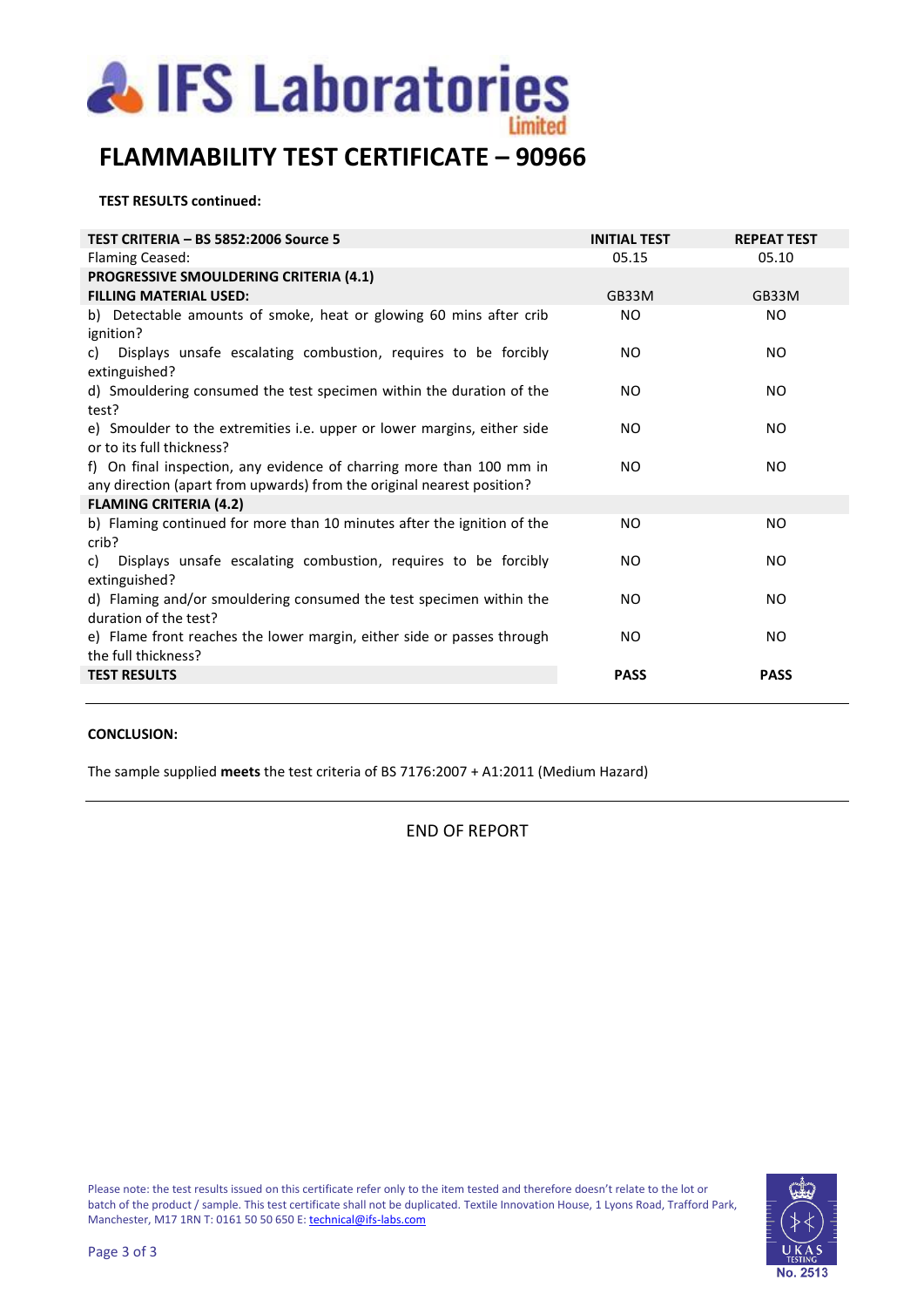# FLAMMABILITY TEST CERTIFICATE – 90966

**TEST RESULTS continued:**

| TEST CRITERIA – BS 5852:2006 Source 5 | INITIAL TEST | REPEAT TEST |
|---|---|---|
| Flaming Ceased: | 05.15 | 05.10 |
| **PROGRESSIVE SMOULDERING CRITERIA (4.1)** | | |
| **FILLING MATERIAL USED:** | GB33M | GB33M |
| b) Detectable amounts of smoke, heat or glowing 60 mins after crib ignition? | NO | NO |
| c) Displays unsafe escalating combustion, requires to be forcibly extinguished? | NO | NO |
| d) Smouldering consumed the test specimen within the duration of the test? | NO | NO |
| e) Smoulder to the extremities i.e. upper or lower margins, either side or to its full thickness? | NO | NO |
| f) On final inspection, any evidence of charring more than 100 mm in any direction (apart from upwards) from the original nearest position? | NO | NO |
| **FLAMING CRITERIA (4.2)** | | |
| b) Flaming continued for more than 10 minutes after the ignition of the crib? | NO | NO |
| c) Displays unsafe escalating combustion, requires to be forcibly extinguished? | NO | NO |
| d) Flaming and/or smouldering consumed the test specimen within the duration of the test? | NO | NO |
| e) Flame front reaches the lower margin, either side or passes through the full thickness? | NO | NO |
| **TEST RESULTS** | **PASS** | **PASS** |

**CONCLUSION:**

The sample supplied **meets** the test criteria of BS 7176:2007 + A1:2011 (Medium Hazard)

END OF REPORT

Please note: the test results issued on this certificate refer only to the item tested and therefore doesn't relate to the lot or batch of the product / sample. This test certificate shall not be duplicated. Textile Innovation House, 1 Lyons Road, Trafford Park, Manchester, M17 1RN T: 0161 50 50 650 E: technical@ifs-labs.com